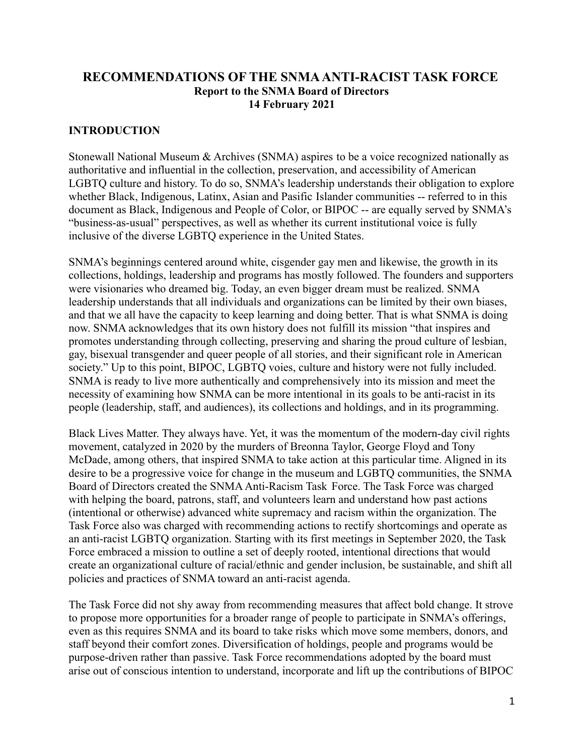# RECOMMENDATIONS OF THE SNMA ANTI-RACIST TASK FORCE

**Report to the SNMA Board of Directors**
**14 February 2021**

## INTRODUCTION

Stonewall National Museum & Archives (SNMA) aspires to be a voice recognized nationally as authoritative and influential in the collection, preservation, and accessibility of American LGBTQ culture and history. To do so, SNMA's leadership understands their obligation to explore whether Black, Indigenous, Latinx, Asian and Pasific Islander communities -- referred to in this document as Black, Indigenous and People of Color, or BIPOC -- are equally served by SNMA's "business-as-usual" perspectives, as well as whether its current institutional voice is fully inclusive of the diverse LGBTQ experience in the United States.

SNMA's beginnings centered around white, cisgender gay men and likewise, the growth in its collections, holdings, leadership and programs has mostly followed. The founders and supporters were visionaries who dreamed big. Today, an even bigger dream must be realized. SNMA leadership understands that all individuals and organizations can be limited by their own biases, and that we all have the capacity to keep learning and doing better. That is what SNMA is doing now. SNMA acknowledges that its own history does not fulfill its mission "that inspires and promotes understanding through collecting, preserving and sharing the proud culture of lesbian, gay, bisexual transgender and queer people of all stories, and their significant role in American society." Up to this point, BIPOC, LGBTQ voies, culture and history were not fully included. SNMA is ready to live more authentically and comprehensively into its mission and meet the necessity of examining how SNMA can be more intentional in its goals to be anti-racist in its people (leadership, staff, and audiences), its collections and holdings, and in its programming.

Black Lives Matter. They always have. Yet, it was the momentum of the modern-day civil rights movement, catalyzed in 2020 by the murders of Breonna Taylor, George Floyd and Tony McDade, among others, that inspired SNMA to take action at this particular time. Aligned in its desire to be a progressive voice for change in the museum and LGBTQ communities, the SNMA Board of Directors created the SNMA Anti-Racism Task Force. The Task Force was charged with helping the board, patrons, staff, and volunteers learn and understand how past actions (intentional or otherwise) advanced white supremacy and racism within the organization. The Task Force also was charged with recommending actions to rectify shortcomings and operate as an anti-racist LGBTQ organization. Starting with its first meetings in September 2020, the Task Force embraced a mission to outline a set of deeply rooted, intentional directions that would create an organizational culture of racial/ethnic and gender inclusion, be sustainable, and shift all policies and practices of SNMA toward an anti-racist agenda.

The Task Force did not shy away from recommending measures that affect bold change. It strove to propose more opportunities for a broader range of people to participate in SNMA's offerings, even as this requires SNMA and its board to take risks which move some members, donors, and staff beyond their comfort zones. Diversification of holdings, people and programs would be purpose-driven rather than passive. Task Force recommendations adopted by the board must arise out of conscious intention to understand, incorporate and lift up the contributions of BIPOC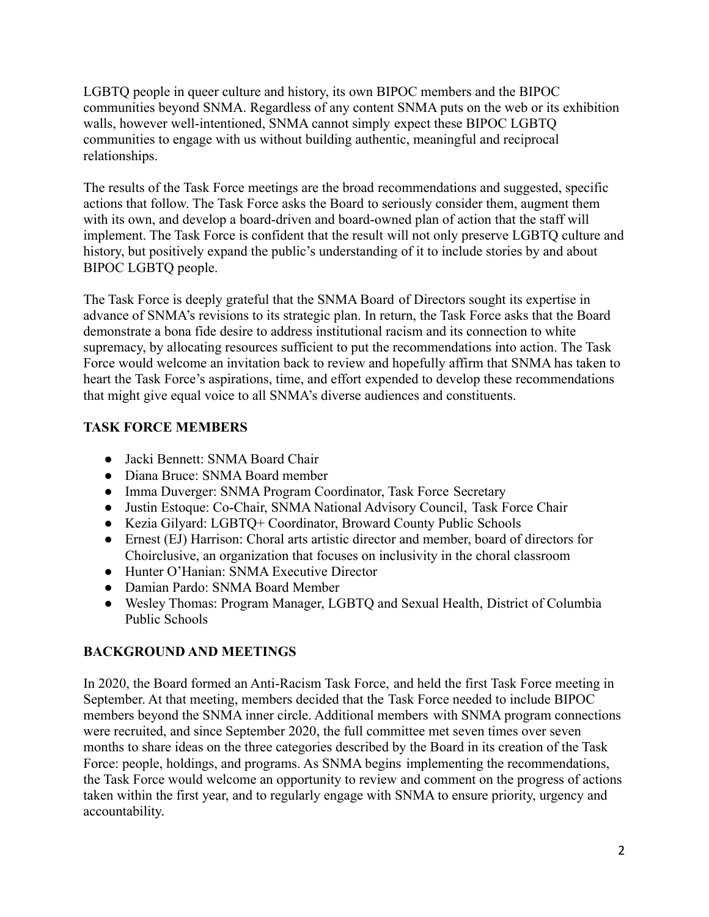LGBTQ people in queer culture and history, its own BIPOC members and the BIPOC communities beyond SNMA. Regardless of any content SNMA puts on the web or its exhibition walls, however well-intentioned, SNMA cannot simply expect these BIPOC LGBTQ communities to engage with us without building authentic, meaningful and reciprocal relationships.

The results of the Task Force meetings are the broad recommendations and suggested, specific actions that follow. The Task Force asks the Board to seriously consider them, augment them with its own, and develop a board-driven and board-owned plan of action that the staff will implement. The Task Force is confident that the result will not only preserve LGBTQ culture and history, but positively expand the public's understanding of it to include stories by and about BIPOC LGBTQ people.

The Task Force is deeply grateful that the SNMA Board of Directors sought its expertise in advance of SNMA's revisions to its strategic plan. In return, the Task Force asks that the Board demonstrate a bona fide desire to address institutional racism and its connection to white supremacy, by allocating resources sufficient to put the recommendations into action. The Task Force would welcome an invitation back to review and hopefully affirm that SNMA has taken to heart the Task Force's aspirations, time, and effort expended to develop these recommendations that might give equal voice to all SNMA's diverse audiences and constituents.

## TASK FORCE MEMBERS

- Jacki Bennett: SNMA Board Chair
- Diana Bruce: SNMA Board member
- Imma Duverger: SNMA Program Coordinator, Task Force Secretary
- Justin Estoque: Co-Chair, SNMA National Advisory Council, Task Force Chair
- Kezia Gilyard: LGBTQ+ Coordinator, Broward County Public Schools
- Ernest (EJ) Harrison: Choral arts artistic director and member, board of directors for Choirclusive, an organization that focuses on inclusivity in the choral classroom
- Hunter O'Hanian: SNMA Executive Director
- Damian Pardo: SNMA Board Member
- Wesley Thomas: Program Manager, LGBTQ and Sexual Health, District of Columbia Public Schools

## BACKGROUND AND MEETINGS

In 2020, the Board formed an Anti-Racism Task Force, and held the first Task Force meeting in September. At that meeting, members decided that the Task Force needed to include BIPOC members beyond the SNMA inner circle. Additional members with SNMA program connections were recruited, and since September 2020, the full committee met seven times over seven months to share ideas on the three categories described by the Board in its creation of the Task Force: people, holdings, and programs. As SNMA begins implementing the recommendations, the Task Force would welcome an opportunity to review and comment on the progress of actions taken within the first year, and to regularly engage with SNMA to ensure priority, urgency and accountability.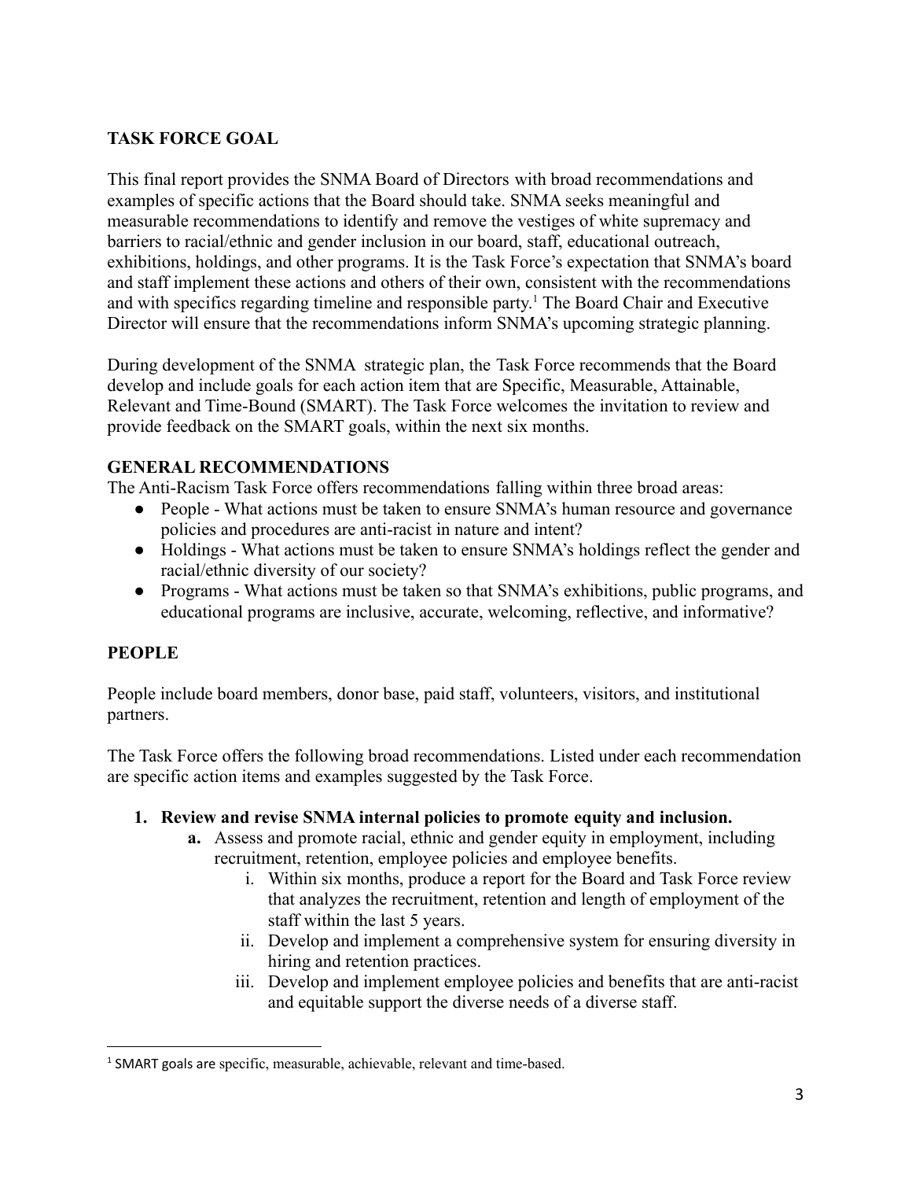## TASK FORCE GOAL

This final report provides the SNMA Board of Directors with broad recommendations and examples of specific actions that the Board should take. SNMA seeks meaningful and measurable recommendations to identify and remove the vestiges of white supremacy and barriers to racial/ethnic and gender inclusion in our board, staff, educational outreach, exhibitions, holdings, and other programs. It is the Task Force's expectation that SNMA's board and staff implement these actions and others of their own, consistent with the recommendations and with specifics regarding timeline and responsible party.[1] The Board Chair and Executive Director will ensure that the recommendations inform SNMA's upcoming strategic planning.

During development of the SNMA strategic plan, the Task Force recommends that the Board develop and include goals for each action item that are Specific, Measurable, Attainable, Relevant and Time-Bound (SMART). The Task Force welcomes the invitation to review and provide feedback on the SMART goals, within the next six months.

## GENERAL RECOMMENDATIONS

The Anti-Racism Task Force offers recommendations falling within three broad areas:

- People - What actions must be taken to ensure SNMA's human resource and governance policies and procedures are anti-racist in nature and intent?
- Holdings - What actions must be taken to ensure SNMA's holdings reflect the gender and racial/ethnic diversity of our society?
- Programs - What actions must be taken so that SNMA's exhibitions, public programs, and educational programs are inclusive, accurate, welcoming, reflective, and informative?

## PEOPLE

People include board members, donor base, paid staff, volunteers, visitors, and institutional partners.

The Task Force offers the following broad recommendations. Listed under each recommendation are specific action items and examples suggested by the Task Force.

1. **Review and revise SNMA internal policies to promote equity and inclusion.**
    - **a.** Assess and promote racial, ethnic and gender equity in employment, including recruitment, retention, employee policies and employee benefits.
        - i. Within six months, produce a report for the Board and Task Force review that analyzes the recruitment, retention and length of employment of the staff within the last 5 years.
        - ii. Develop and implement a comprehensive system for ensuring diversity in hiring and retention practices.
        - iii. Develop and implement employee policies and benefits that are anti-racist and equitable support the diverse needs of a diverse staff.

---

[1] SMART goals are specific, measurable, achievable, relevant and time-based.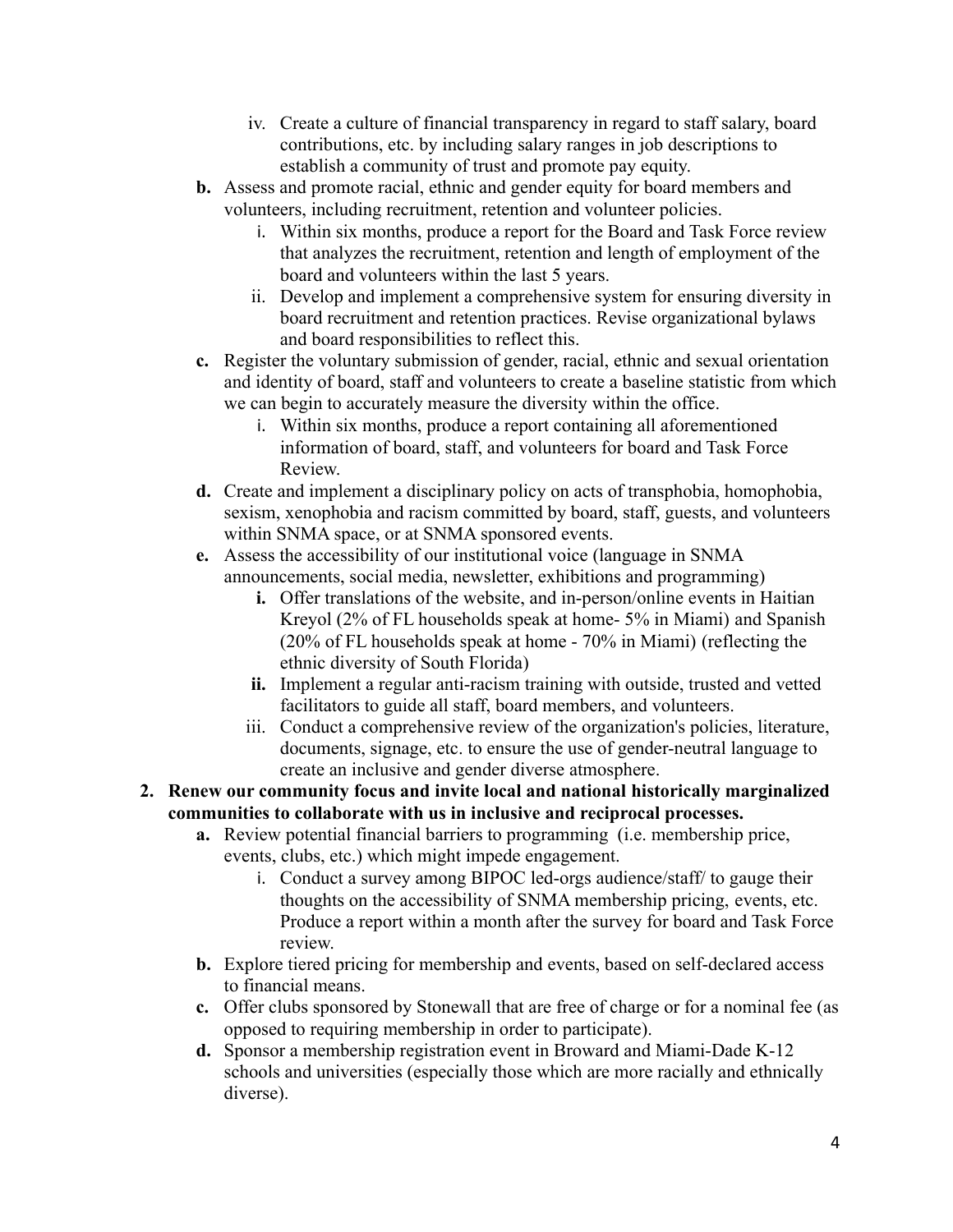iv. Create a culture of financial transparency in regard to staff salary, board contributions, etc. by including salary ranges in job descriptions to establish a community of trust and promote pay equity.

   **b.** Assess and promote racial, ethnic and gender equity for board members and volunteers, including recruitment, retention and volunteer policies.

      i. Within six months, produce a report for the Board and Task Force review that analyzes the recruitment, retention and length of employment of the board and volunteers within the last 5 years.

      ii. Develop and implement a comprehensive system for ensuring diversity in board recruitment and retention practices. Revise organizational bylaws and board responsibilities to reflect this.

   **c.** Register the voluntary submission of gender, racial, ethnic and sexual orientation and identity of board, staff and volunteers to create a baseline statistic from which we can begin to accurately measure the diversity within the office.

      i. Within six months, produce a report containing all aforementioned information of board, staff, and volunteers for board and Task Force Review.

   **d.** Create and implement a disciplinary policy on acts of transphobia, homophobia, sexism, xenophobia and racism committed by board, staff, guests, and volunteers within SNMA space, or at SNMA sponsored events.

   **e.** Assess the accessibility of our institutional voice (language in SNMA announcements, social media, newsletter, exhibitions and programming)

      **i.** Offer translations of the website, and in-person/online events in Haitian Kreyol (2% of FL households speak at home- 5% in Miami) and Spanish (20% of FL households speak at home - 70% in Miami) (reflecting the ethnic diversity of South Florida)

      **ii.** Implement a regular anti-racism training with outside, trusted and vetted facilitators to guide all staff, board members, and volunteers.

      iii. Conduct a comprehensive review of the organization's policies, literature, documents, signage, etc. to ensure the use of gender-neutral language to create an inclusive and gender diverse atmosphere.

2. **Renew our community focus and invite local and national historically marginalized communities to collaborate with us in inclusive and reciprocal processes.**

   **a.** Review potential financial barriers to programming (i.e. membership price, events, clubs, etc.) which might impede engagement.

      i. Conduct a survey among BIPOC led-orgs audience/staff/ to gauge their thoughts on the accessibility of SNMA membership pricing, events, etc. Produce a report within a month after the survey for board and Task Force review.

   **b.** Explore tiered pricing for membership and events, based on self-declared access to financial means.

   **c.** Offer clubs sponsored by Stonewall that are free of charge or for a nominal fee (as opposed to requiring membership in order to participate).

   **d.** Sponsor a membership registration event in Broward and Miami-Dade K-12 schools and universities (especially those which are more racially and ethnically diverse).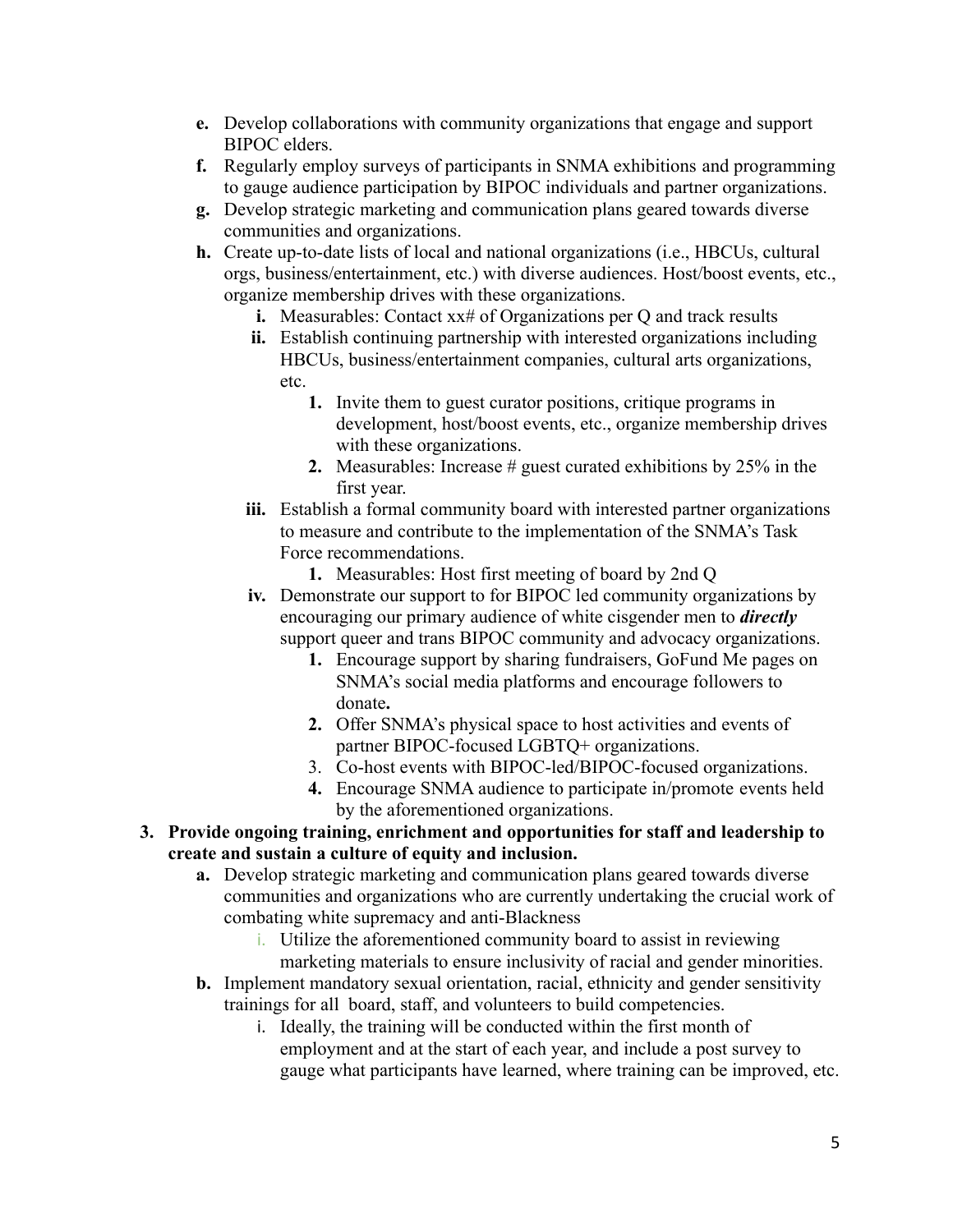**e.** Develop collaborations with community organizations that engage and support BIPOC elders.

**f.** Regularly employ surveys of participants in SNMA exhibitions and programming to gauge audience participation by BIPOC individuals and partner organizations.

**g.** Develop strategic marketing and communication plans geared towards diverse communities and organizations.

**h.** Create up-to-date lists of local and national organizations (i.e., HBCUs, cultural orgs, business/entertainment, etc.) with diverse audiences. Host/boost events, etc., organize membership drives with these organizations.

- **i.** Measurables: Contact xx# of Organizations per Q and track results
- **ii.** Establish continuing partnership with interested organizations including HBCUs, business/entertainment companies, cultural arts organizations, etc.
  1. Invite them to guest curator positions, critique programs in development, host/boost events, etc., organize membership drives with these organizations.
  2. Measurables: Increase # guest curated exhibitions by 25% in the first year.
- **iii.** Establish a formal community board with interested partner organizations to measure and contribute to the implementation of the SNMA's Task Force recommendations.
  1. Measurables: Host first meeting of board by 2nd Q
- **iv.** Demonstrate our support to for BIPOC led community organizations by encouraging our primary audience of white cisgender men to ***directly*** support queer and trans BIPOC community and advocacy organizations.
  1. Encourage support by sharing fundraisers, GoFund Me pages on SNMA's social media platforms and encourage followers to donate.
  2. Offer SNMA's physical space to host activities and events of partner BIPOC-focused LGBTQ+ organizations.
  3. Co-host events with BIPOC-led/BIPOC-focused organizations.
  4. Encourage SNMA audience to participate in/promote events held by the aforementioned organizations.

**3. Provide ongoing training, enrichment and opportunities for staff and leadership to create and sustain a culture of equity and inclusion.**

**a.** Develop strategic marketing and communication plans geared towards diverse communities and organizations who are currently undertaking the crucial work of combating white supremacy and anti-Blackness

- i. Utilize the aforementioned community board to assist in reviewing marketing materials to ensure inclusivity of racial and gender minorities.

**b.** Implement mandatory sexual orientation, racial, ethnicity and gender sensitivity trainings for all board, staff, and volunteers to build competencies.

- i. Ideally, the training will be conducted within the first month of employment and at the start of each year, and include a post survey to gauge what participants have learned, where training can be improved, etc.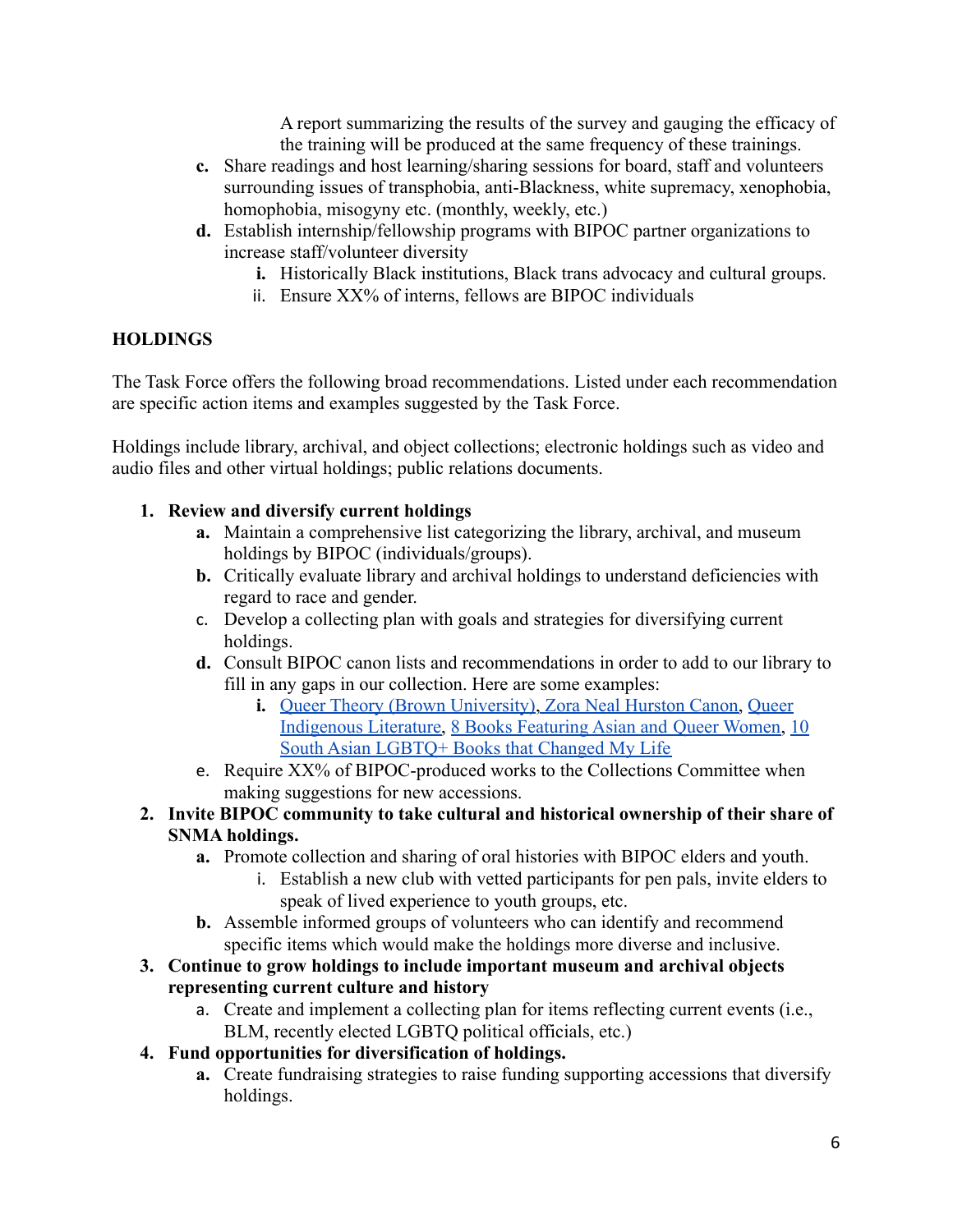A report summarizing the results of the survey and gauging the efficacy of the training will be produced at the same frequency of these trainings.

   c. Share readings and host learning/sharing sessions for board, staff and volunteers surrounding issues of transphobia, anti-Blackness, white supremacy, xenophobia, homophobia, misogyny etc. (monthly, weekly, etc.)
   d. Establish internship/fellowship programs with BIPOC partner organizations to increase staff/volunteer diversity
      i. Historically Black institutions, Black trans advocacy and cultural groups.
      ii. Ensure XX% of interns, fellows are BIPOC individuals

**HOLDINGS**

The Task Force offers the following broad recommendations. Listed under each recommendation are specific action items and examples suggested by the Task Force.

Holdings include library, archival, and object collections; electronic holdings such as video and audio files and other virtual holdings; public relations documents.

1. **Review and diversify current holdings**
   a. Maintain a comprehensive list categorizing the library, archival, and museum holdings by BIPOC (individuals/groups).
   b. Critically evaluate library and archival holdings to understand deficiencies with regard to race and gender.
   c. Develop a collecting plan with goals and strategies for diversifying current holdings.
   d. Consult BIPOC canon lists and recommendations in order to add to our library to fill in any gaps in our collection. Here are some examples:
      i. Queer Theory (Brown University), Zora Neal Hurston Canon, Queer Indigenous Literature, 8 Books Featuring Asian and Queer Women, 10 South Asian LGBTQ+ Books that Changed My Life
   e. Require XX% of BIPOC-produced works to the Collections Committee when making suggestions for new accessions.
2. **Invite BIPOC community to take cultural and historical ownership of their share of SNMA holdings.**
   a. Promote collection and sharing of oral histories with BIPOC elders and youth.
      i. Establish a new club with vetted participants for pen pals, invite elders to speak of lived experience to youth groups, etc.
   b. Assemble informed groups of volunteers who can identify and recommend specific items which would make the holdings more diverse and inclusive.
3. **Continue to grow holdings to include important museum and archival objects representing current culture and history**
   a. Create and implement a collecting plan for items reflecting current events (i.e., BLM, recently elected LGBTQ political officials, etc.)
4. **Fund opportunities for diversification of holdings.**
   a. Create fundraising strategies to raise funding supporting accessions that diversify holdings.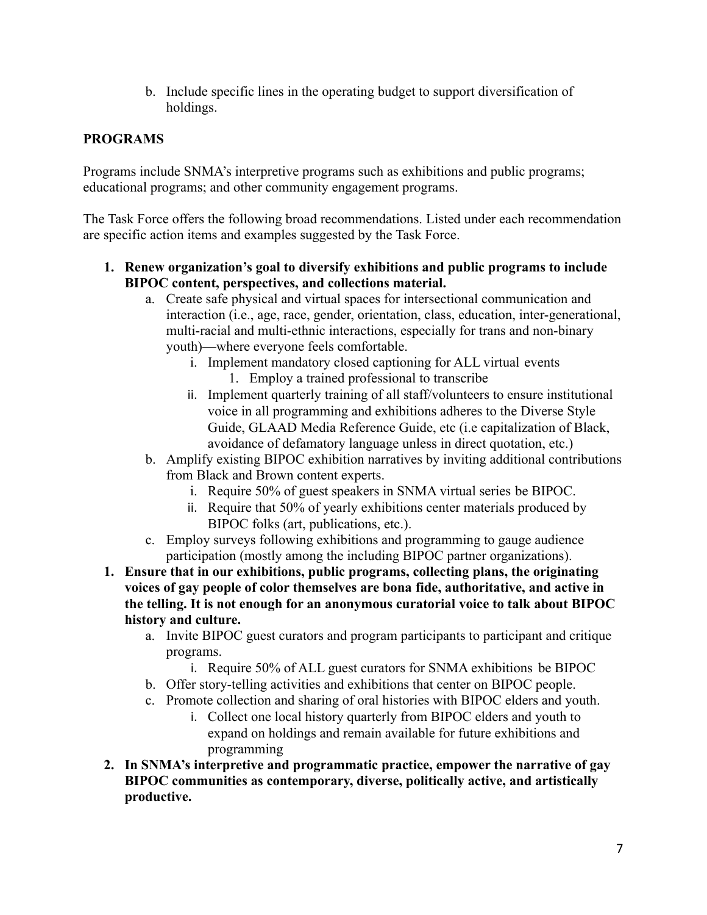b. Include specific lines in the operating budget to support diversification of holdings.

**PROGRAMS**

Programs include SNMA's interpretive programs such as exhibitions and public programs; educational programs; and other community engagement programs.

The Task Force offers the following broad recommendations. Listed under each recommendation are specific action items and examples suggested by the Task Force.

1. **Renew organization's goal to diversify exhibitions and public programs to include BIPOC content, perspectives, and collections material.**
   a. Create safe physical and virtual spaces for intersectional communication and interaction (i.e., age, race, gender, orientation, class, education, inter-generational, multi-racial and multi-ethnic interactions, especially for trans and non-binary youth)—where everyone feels comfortable.
      i. Implement mandatory closed captioning for ALL virtual events
         1. Employ a trained professional to transcribe
      ii. Implement quarterly training of all staff/volunteers to ensure institutional voice in all programming and exhibitions adheres to the Diverse Style Guide, GLAAD Media Reference Guide, etc (i.e capitalization of Black, avoidance of defamatory language unless in direct quotation, etc.)
   b. Amplify existing BIPOC exhibition narratives by inviting additional contributions from Black and Brown content experts.
      i. Require 50% of guest speakers in SNMA virtual series be BIPOC.
      ii. Require that 50% of yearly exhibitions center materials produced by BIPOC folks (art, publications, etc.).
   c. Employ surveys following exhibitions and programming to gauge audience participation (mostly among the including BIPOC partner organizations).
1. **Ensure that in our exhibitions, public programs, collecting plans, the originating voices of gay people of color themselves are bona fide, authoritative, and active in the telling. It is not enough for an anonymous curatorial voice to talk about BIPOC history and culture.**
   a. Invite BIPOC guest curators and program participants to participant and critique programs.
      i. Require 50% of ALL guest curators for SNMA exhibitions be BIPOC
   b. Offer story-telling activities and exhibitions that center on BIPOC people.
   c. Promote collection and sharing of oral histories with BIPOC elders and youth.
      i. Collect one local history quarterly from BIPOC elders and youth to expand on holdings and remain available for future exhibitions and programming
2. **In SNMA's interpretive and programmatic practice, empower the narrative of gay BIPOC communities as contemporary, diverse, politically active, and artistically productive.**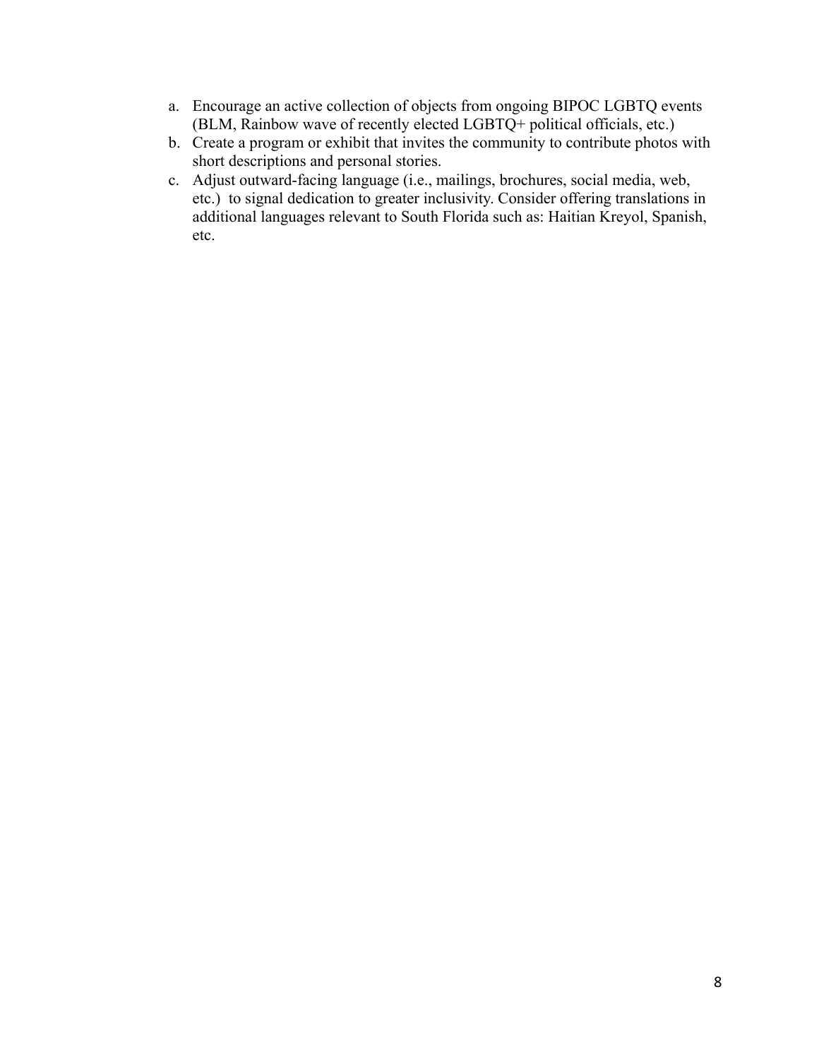a. Encourage an active collection of objects from ongoing BIPOC LGBTQ events (BLM, Rainbow wave of recently elected LGBTQ+ political officials, etc.)
b. Create a program or exhibit that invites the community to contribute photos with short descriptions and personal stories.
c. Adjust outward-facing language (i.e., mailings, brochures, social media, web, etc.) to signal dedication to greater inclusivity. Consider offering translations in additional languages relevant to South Florida such as: Haitian Kreyol, Spanish, etc.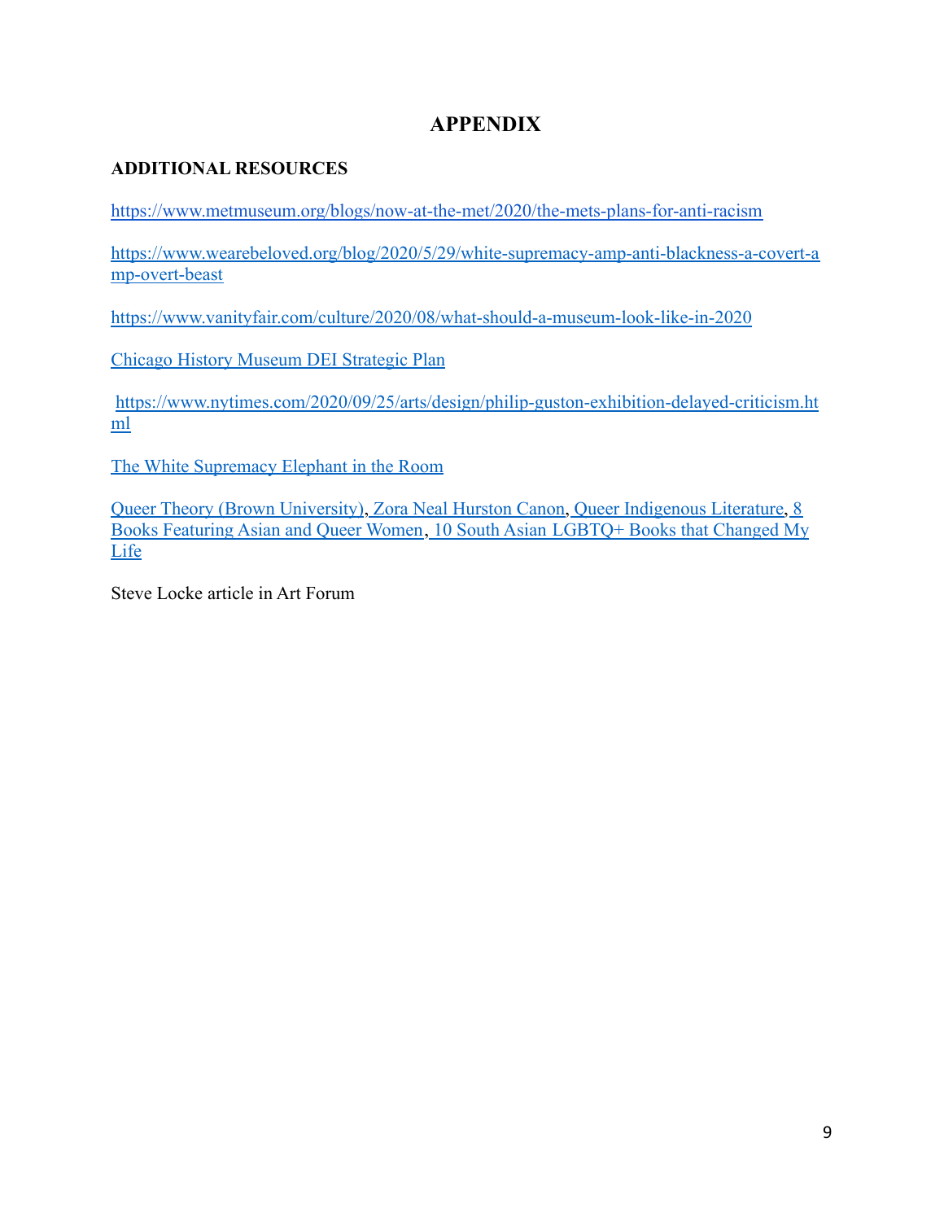# APPENDIX

## ADDITIONAL RESOURCES

https://www.metmuseum.org/blogs/now-at-the-met/2020/the-mets-plans-for-anti-racism

https://www.wearebeloved.org/blog/2020/5/29/white-supremacy-amp-anti-blackness-a-covert-amp-overt-beast

https://www.vanityfair.com/culture/2020/08/what-should-a-museum-look-like-in-2020

Chicago History Museum DEI Strategic Plan

https://www.nytimes.com/2020/09/25/arts/design/philip-guston-exhibition-delayed-criticism.html

The White Supremacy Elephant in the Room

Queer Theory (Brown University), Zora Neal Hurston Canon, Queer Indigenous Literature, 8 Books Featuring Asian and Queer Women, 10 South Asian LGBTQ+ Books that Changed My Life

Steve Locke article in Art Forum